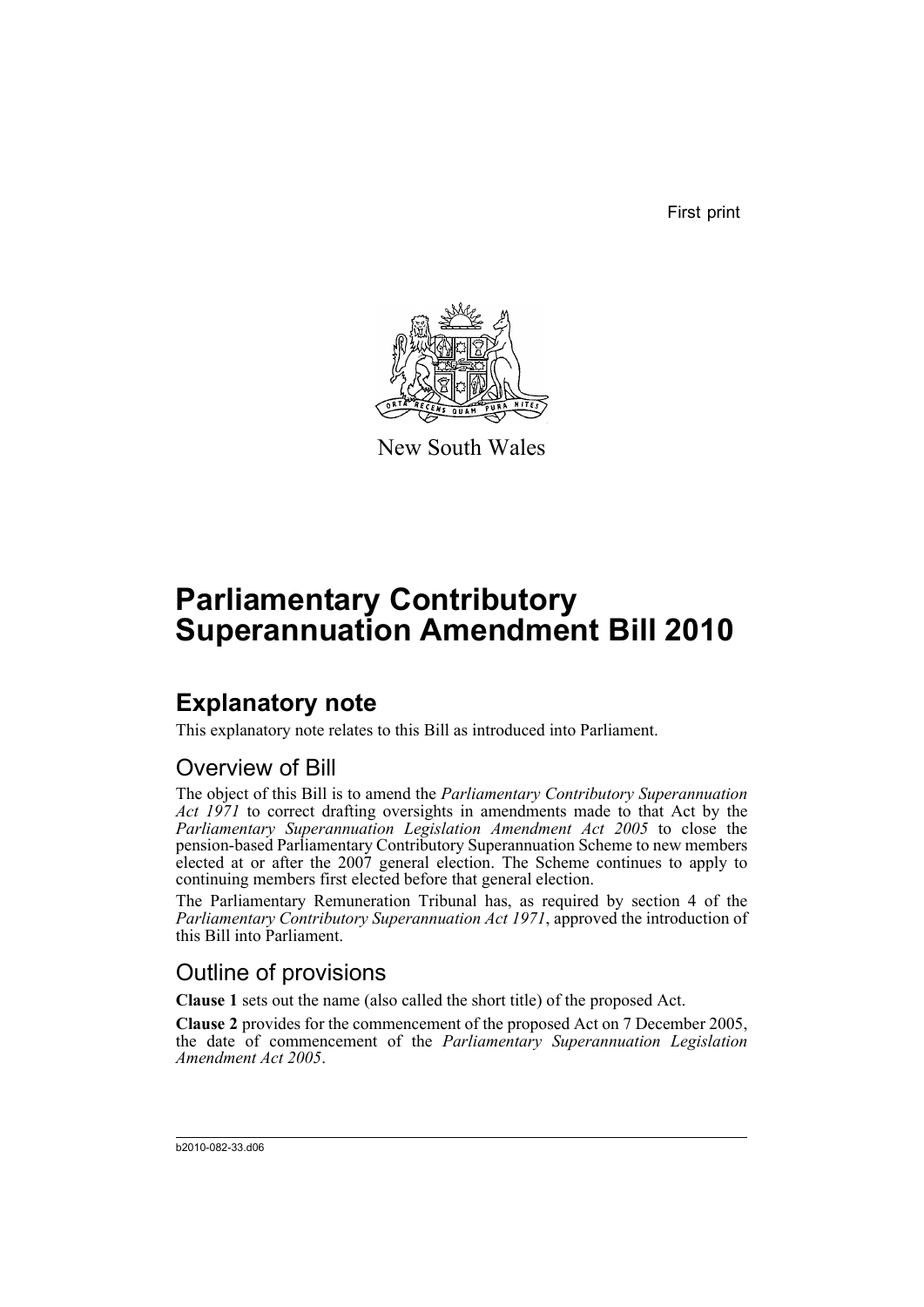First print

New South Wales

# Parliamentary Contributory Superannuation Amendment Bill 2010

## Explanatory note

This explanatory note relates to this Bill as introduced into Parliament.

### Overview of Bill

The object of this Bill is to amend the *Parliamentary Contributory Superannuation Act 1971* to correct drafting oversights in amendments made to that Act by the *Parliamentary Superannuation Legislation Amendment Act 2005* to close the pension-based Parliamentary Contributory Superannuation Scheme to new members elected at or after the 2007 general election. The Scheme continues to apply to continuing members first elected before that general election.

The Parliamentary Remuneration Tribunal has, as required by section 4 of the *Parliamentary Contributory Superannuation Act 1971*, approved the introduction of this Bill into Parliament.

### Outline of provisions

**Clause 1** sets out the name (also called the short title) of the proposed Act.

**Clause 2** provides for the commencement of the proposed Act on 7 December 2005, the date of commencement of the *Parliamentary Superannuation Legislation Amendment Act 2005*.

b2010-082-33.d06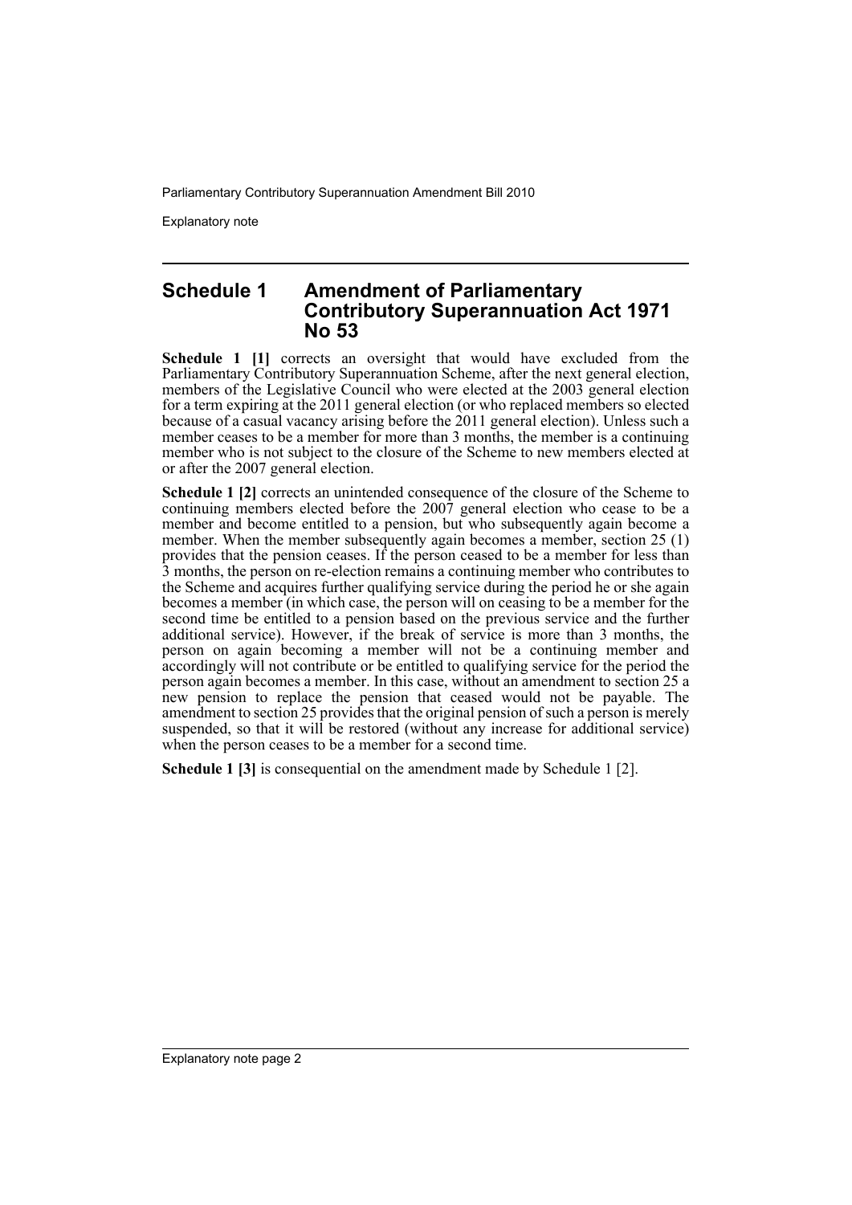## Schedule 1 Amendment of Parliamentary Contributory Superannuation Act 1971 No 53

**Schedule 1 [1]** corrects an oversight that would have excluded from the Parliamentary Contributory Superannuation Scheme, after the next general election, members of the Legislative Council who were elected at the 2003 general election for a term expiring at the 2011 general election (or who replaced members so elected because of a casual vacancy arising before the 2011 general election). Unless such a member ceases to be a member for more than 3 months, the member is a continuing member who is not subject to the closure of the Scheme to new members elected at or after the 2007 general election.

**Schedule 1 [2]** corrects an unintended consequence of the closure of the Scheme to continuing members elected before the 2007 general election who cease to be a member and become entitled to a pension, but who subsequently again become a member. When the member subsequently again becomes a member, section 25 (1) provides that the pension ceases. If the person ceased to be a member for less than 3 months, the person on re-election remains a continuing member who contributes to the Scheme and acquires further qualifying service during the period he or she again becomes a member (in which case, the person will on ceasing to be a member for the second time be entitled to a pension based on the previous service and the further additional service). However, if the break of service is more than 3 months, the person on again becoming a member will not be a continuing member and accordingly will not contribute or be entitled to qualifying service for the period the person again becomes a member. In this case, without an amendment to section 25 a new pension to replace the pension that ceased would not be payable. The amendment to section 25 provides that the original pension of such a person is merely suspended, so that it will be restored (without any increase for additional service) when the person ceases to be a member for a second time.

**Schedule 1 [3]** is consequential on the amendment made by Schedule 1 [2].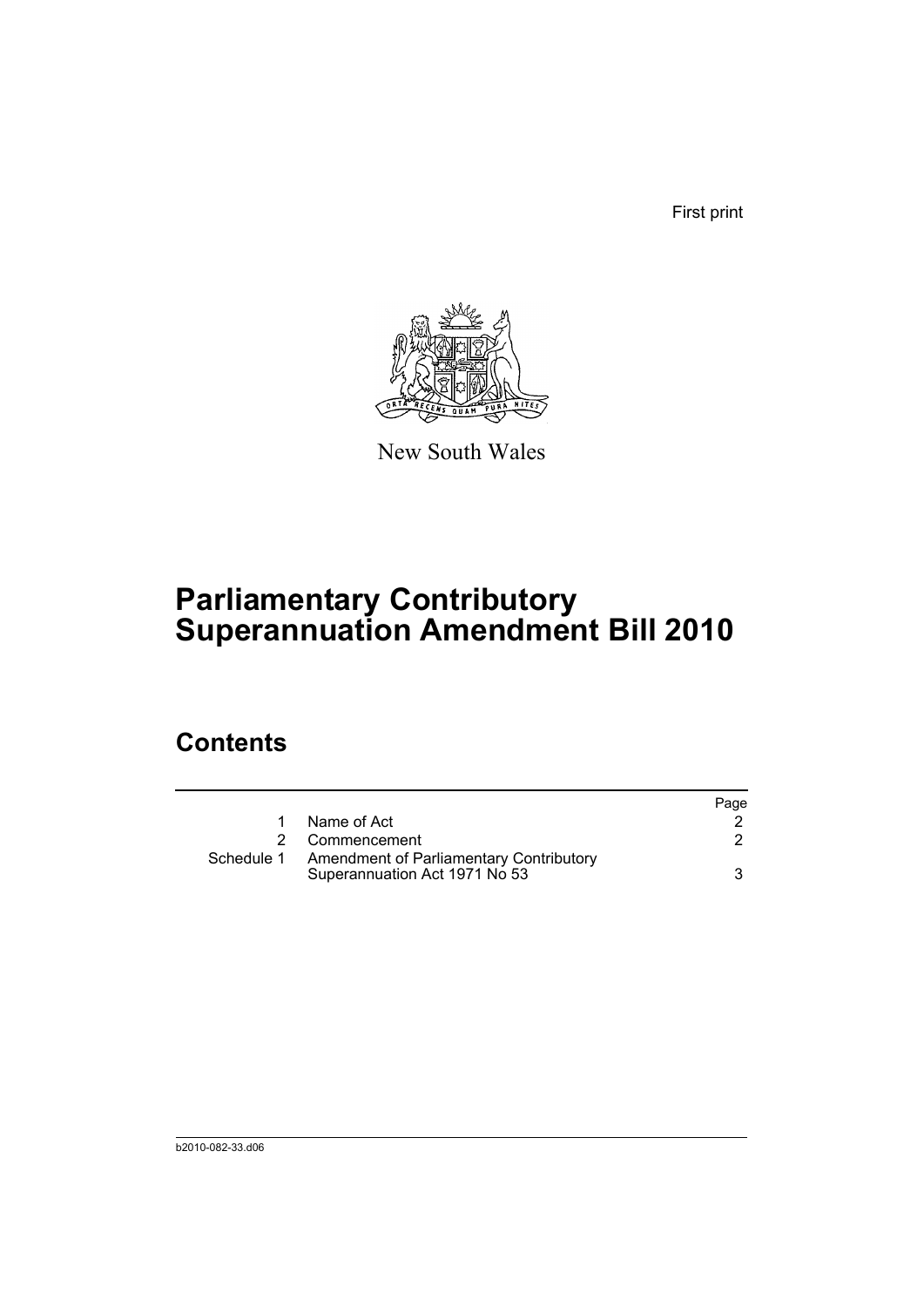First print

New South Wales

# Parliamentary Contributory Superannuation Amendment Bill 2010

## Contents

| | | Page |
|---|---|---|
| 1 | Name of Act | 2 |
| 2 | Commencement | 2 |
| Schedule 1 | Amendment of Parliamentary Contributory Superannuation Act 1971 No 53 | 3 |

b2010-082-33.d06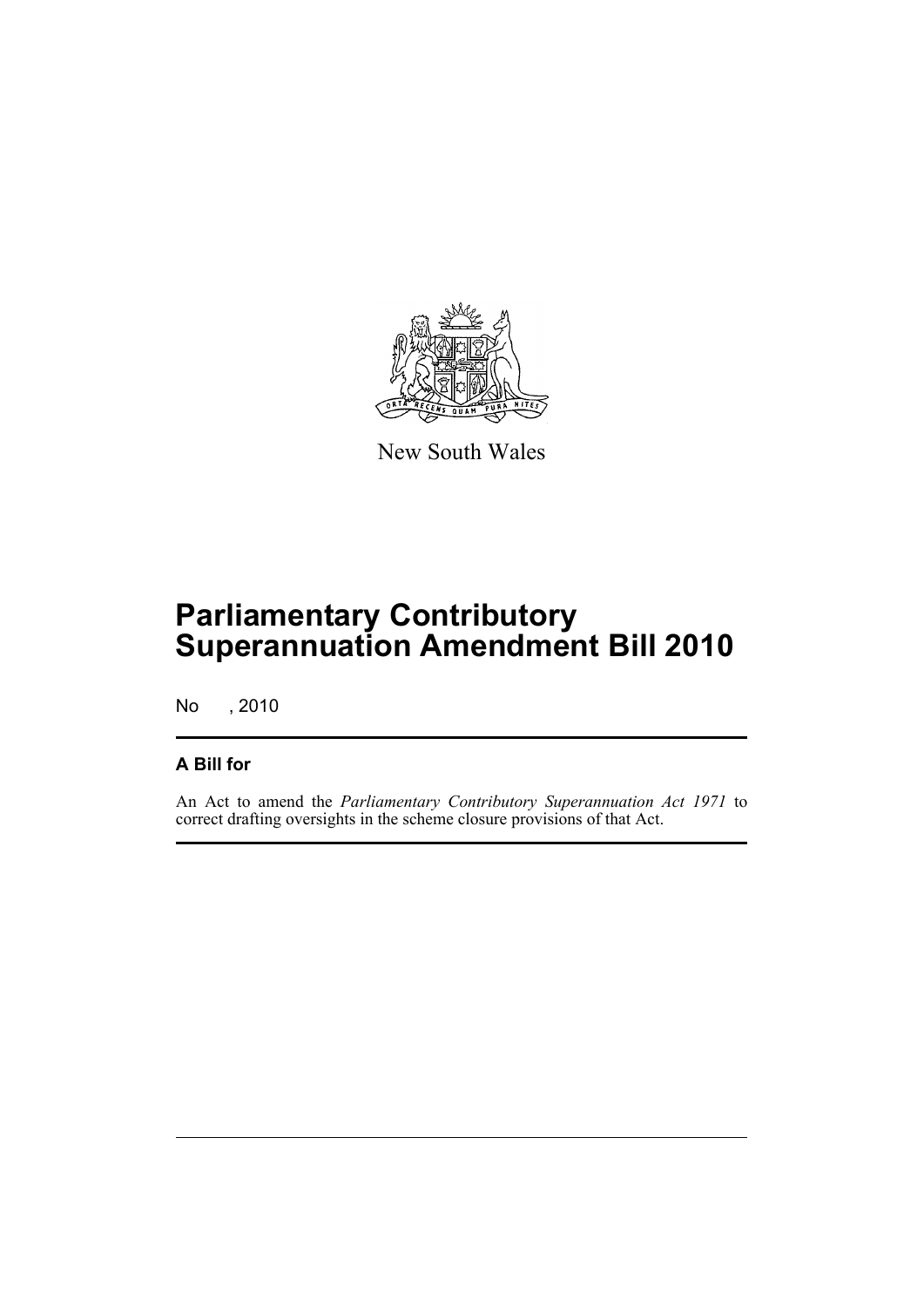New South Wales

# Parliamentary Contributory Superannuation Amendment Bill 2010

No , 2010

## A Bill for

An Act to amend the *Parliamentary Contributory Superannuation Act 1971* to correct drafting oversights in the scheme closure provisions of that Act.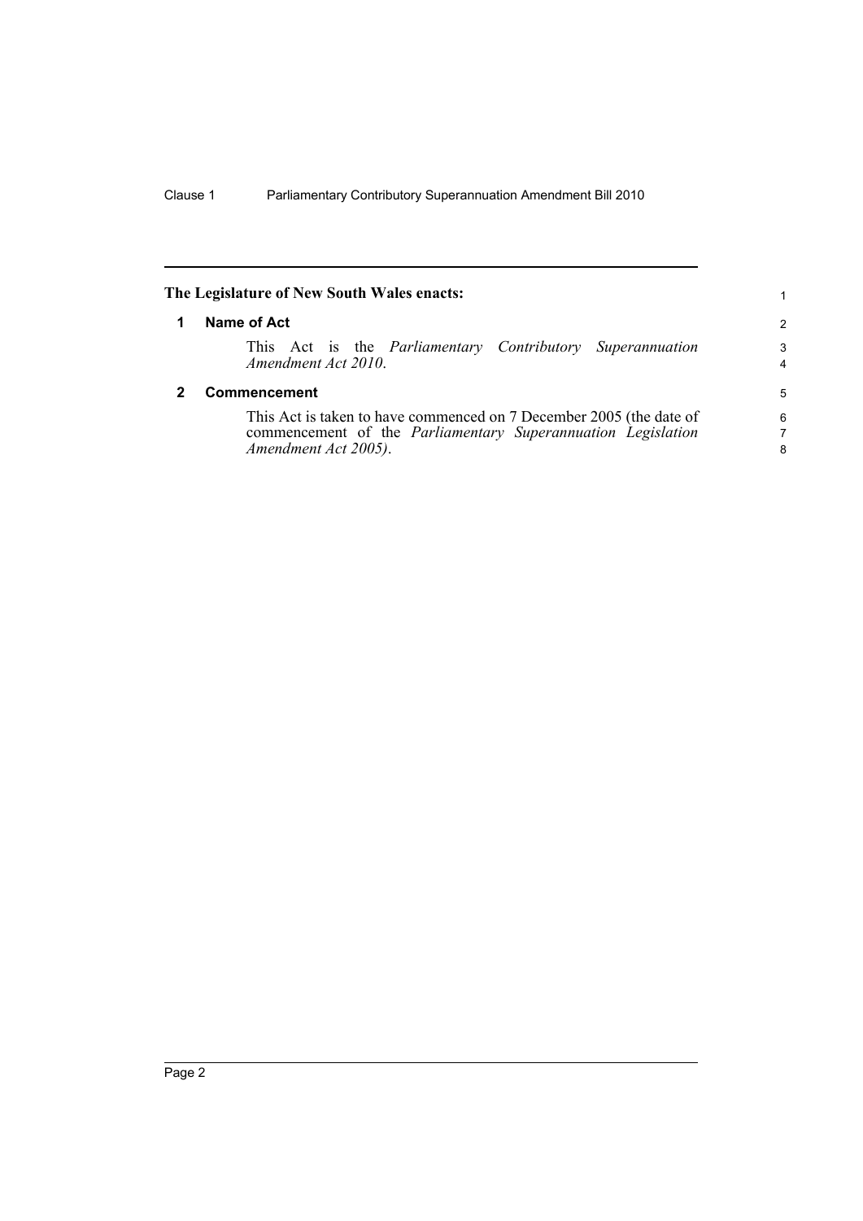**The Legislature of New South Wales enacts:**

## 1 Name of Act

This Act is the *Parliamentary Contributory Superannuation Amendment Act 2010*.

## 2 Commencement

This Act is taken to have commenced on 7 December 2005 (the date of commencement of the *Parliamentary Superannuation Legislation Amendment Act 2005)*.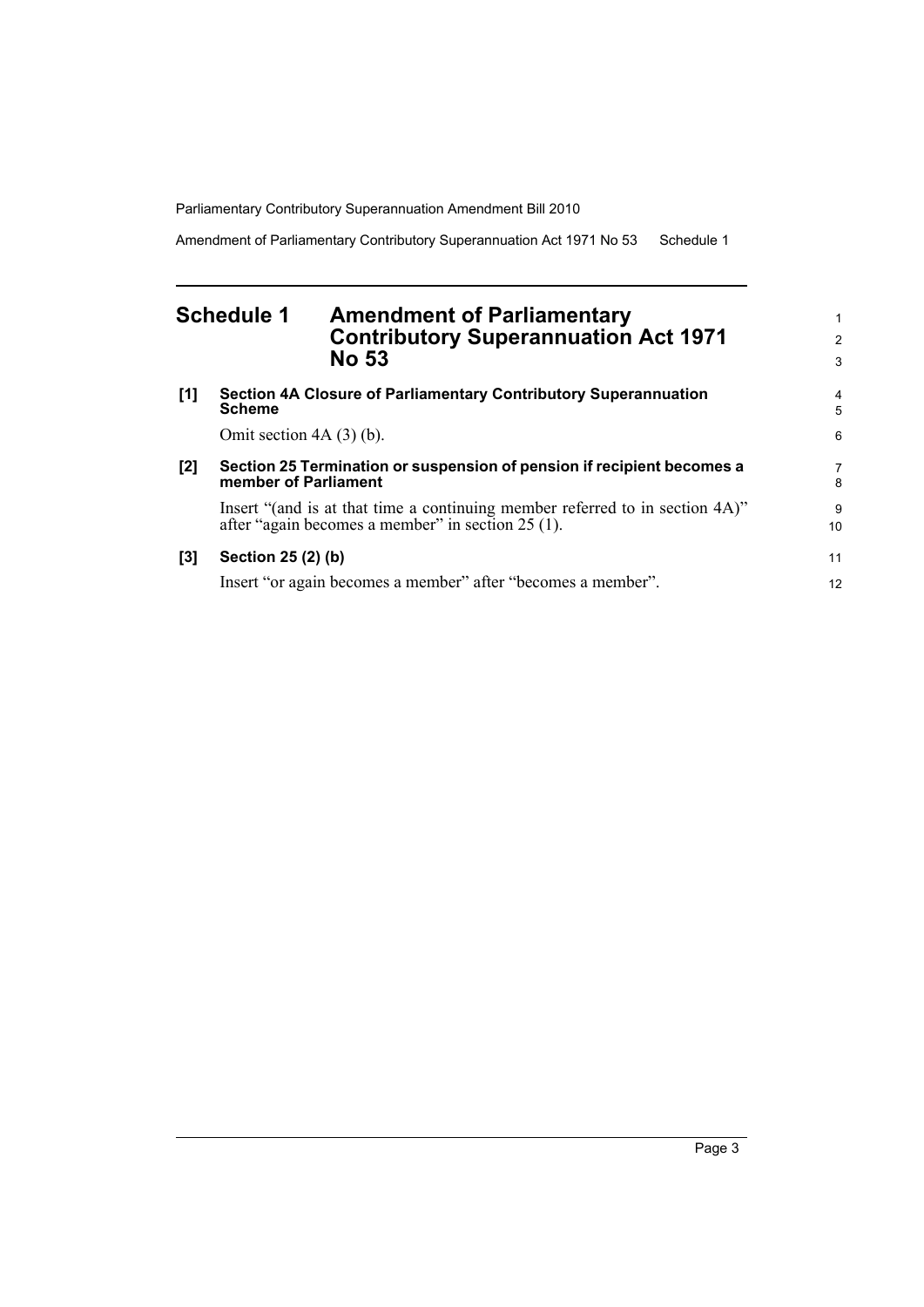# Schedule 1 Amendment of Parliamentary Contributory Superannuation Act 1971 No 53

**[1] Section 4A Closure of Parliamentary Contributory Superannuation Scheme**

Omit section 4A (3) (b).

**[2] Section 25 Termination or suspension of pension if recipient becomes a member of Parliament**

Insert "(and is at that time a continuing member referred to in section 4A)" after "again becomes a member" in section 25 (1).

**[3] Section 25 (2) (b)**

Insert "or again becomes a member" after "becomes a member".